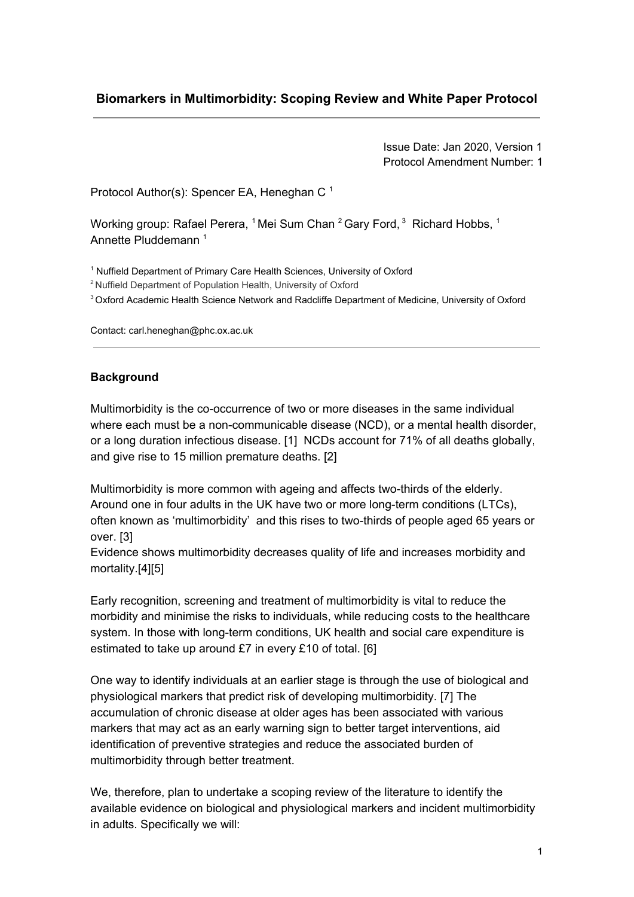**Biomarkers in Multimorbidity: Scoping Review and White Paper Protocol**

---

Issue Date: Jan 2020, Version 1
Protocol Amendment Number: 1

Protocol Author(s): Spencer EA, Heneghan C [1]

Working group: Rafael Perera, [1] Mei Sum Chan [2] Gary Ford, [3] Richard Hobbs, [1] Annette Pluddemann [1]

[1] Nuffield Department of Primary Care Health Sciences, University of Oxford
[2] Nuffield Department of Population Health, University of Oxford
[3] Oxford Academic Health Science Network and Radcliffe Department of Medicine, University of Oxford

Contact: carl.heneghan@phc.ox.ac.uk

---

**Background**

Multimorbidity is the co-occurrence of two or more diseases in the same individual where each must be a non-communicable disease (NCD), or a mental health disorder, or a long duration infectious disease. [1] NCDs account for 71% of all deaths globally, and give rise to 15 million premature deaths. [2]

Multimorbidity is more common with ageing and affects two-thirds of the elderly. Around one in four adults in the UK have two or more long-term conditions (LTCs), often known as 'multimorbidity' and this rises to two-thirds of people aged 65 years or over. [3]
Evidence shows multimorbidity decreases quality of life and increases morbidity and mortality.[4][5]

Early recognition, screening and treatment of multimorbidity is vital to reduce the morbidity and minimise the risks to individuals, while reducing costs to the healthcare system. In those with long-term conditions, UK health and social care expenditure is estimated to take up around £7 in every £10 of total. [6]

One way to identify individuals at an earlier stage is through the use of biological and physiological markers that predict risk of developing multimorbidity. [7] The accumulation of chronic disease at older ages has been associated with various markers that may act as an early warning sign to better target interventions, aid identification of preventive strategies and reduce the associated burden of multimorbidity through better treatment.

We, therefore, plan to undertake a scoping review of the literature to identify the available evidence on biological and physiological markers and incident multimorbidity in adults. Specifically we will: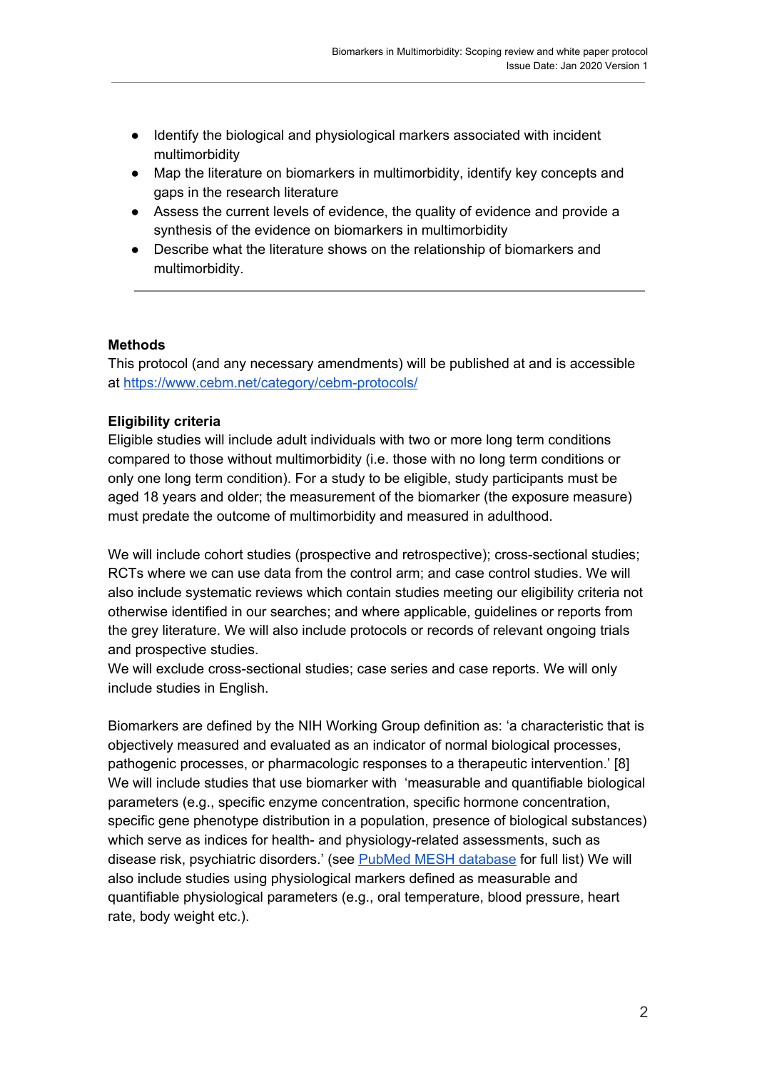- Identify the biological and physiological markers associated with incident multimorbidity
- Map the literature on biomarkers in multimorbidity, identify key concepts and gaps in the research literature
- Assess the current levels of evidence, the quality of evidence and provide a synthesis of the evidence on biomarkers in multimorbidity
- Describe what the literature shows on the relationship of biomarkers and multimorbidity.

---

**Methods**

This protocol (and any necessary amendments) will be published at and is accessible at https://www.cebm.net/category/cebm-protocols/

**Eligibility criteria**

Eligible studies will include adult individuals with two or more long term conditions compared to those without multimorbidity (i.e. those with no long term conditions or only one long term condition). For a study to be eligible, study participants must be aged 18 years and older; the measurement of the biomarker (the exposure measure) must predate the outcome of multimorbidity and measured in adulthood.

We will include cohort studies (prospective and retrospective); cross-sectional studies; RCTs where we can use data from the control arm; and case control studies. We will also include systematic reviews which contain studies meeting our eligibility criteria not otherwise identified in our searches; and where applicable, guidelines or reports from the grey literature. We will also include protocols or records of relevant ongoing trials and prospective studies.
We will exclude cross-sectional studies; case series and case reports. We will only include studies in English.

Biomarkers are defined by the NIH Working Group definition as: 'a characteristic that is objectively measured and evaluated as an indicator of normal biological processes, pathogenic processes, or pharmacologic responses to a therapeutic intervention.' [8]
We will include studies that use biomarker with 'measurable and quantifiable biological parameters (e.g., specific enzyme concentration, specific hormone concentration, specific gene phenotype distribution in a population, presence of biological substances) which serve as indices for health- and physiology-related assessments, such as disease risk, psychiatric disorders.' (see PubMed MESH database for full list) We will also include studies using physiological markers defined as measurable and quantifiable physiological parameters (e.g., oral temperature, blood pressure, heart rate, body weight etc.).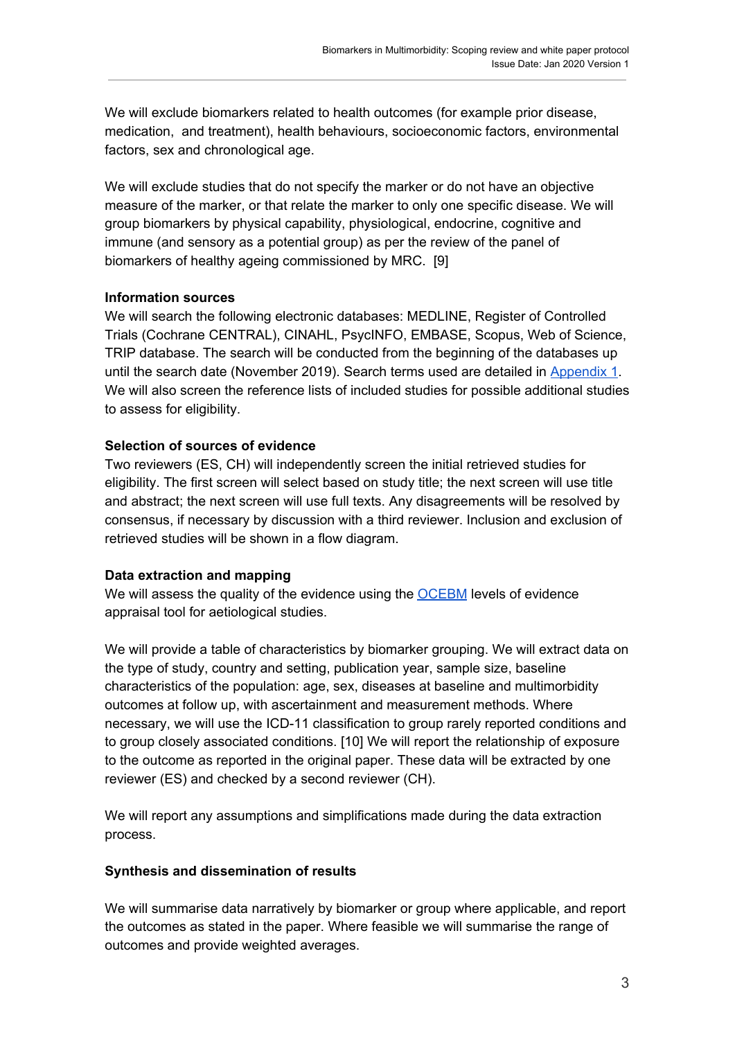We will exclude biomarkers related to health outcomes (for example prior disease, medication, and treatment), health behaviours, socioeconomic factors, environmental factors, sex and chronological age.

We will exclude studies that do not specify the marker or do not have an objective measure of the marker, or that relate the marker to only one specific disease. We will group biomarkers by physical capability, physiological, endocrine, cognitive and immune (and sensory as a potential group) as per the review of the panel of biomarkers of healthy ageing commissioned by MRC. [9]

**Information sources**

We will search the following electronic databases: MEDLINE, Register of Controlled Trials (Cochrane CENTRAL), CINAHL, PsycINFO, EMBASE, Scopus, Web of Science, TRIP database. The search will be conducted from the beginning of the databases up until the search date (November 2019). Search terms used are detailed in Appendix 1. We will also screen the reference lists of included studies for possible additional studies to assess for eligibility.

**Selection of sources of evidence**

Two reviewers (ES, CH) will independently screen the initial retrieved studies for eligibility. The first screen will select based on study title; the next screen will use title and abstract; the next screen will use full texts. Any disagreements will be resolved by consensus, if necessary by discussion with a third reviewer. Inclusion and exclusion of retrieved studies will be shown in a flow diagram.

**Data extraction and mapping**

We will assess the quality of the evidence using the OCEBM levels of evidence appraisal tool for aetiological studies.

We will provide a table of characteristics by biomarker grouping. We will extract data on the type of study, country and setting, publication year, sample size, baseline characteristics of the population: age, sex, diseases at baseline and multimorbidity outcomes at follow up, with ascertainment and measurement methods. Where necessary, we will use the ICD-11 classification to group rarely reported conditions and to group closely associated conditions. [10] We will report the relationship of exposure to the outcome as reported in the original paper. These data will be extracted by one reviewer (ES) and checked by a second reviewer (CH).

We will report any assumptions and simplifications made during the data extraction process.

**Synthesis and dissemination of results**

We will summarise data narratively by biomarker or group where applicable, and report the outcomes as stated in the paper. Where feasible we will summarise the range of outcomes and provide weighted averages.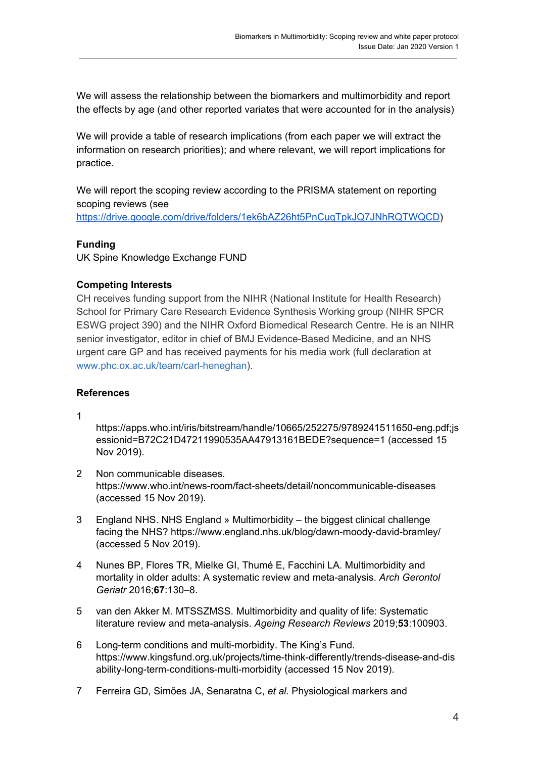We will assess the relationship between the biomarkers and multimorbidity and report the effects by age (and other reported variates that were accounted for in the analysis)

We will provide a table of research implications (from each paper we will extract the information on research priorities); and where relevant, we will report implications for practice.

We will report the scoping review according to the PRISMA statement on reporting scoping reviews (see https://drive.google.com/drive/folders/1ek6bAZ26ht5PnCuqTpkJQ7JNhRQTWQCD)

**Funding**

UK Spine Knowledge Exchange FUND

**Competing Interests**

CH receives funding support from the NIHR (National Institute for Health Research) School for Primary Care Research Evidence Synthesis Working group (NIHR SPCR ESWG project 390) and the NIHR Oxford Biomedical Research Centre. He is an NIHR senior investigator, editor in chief of BMJ Evidence-Based Medicine, and an NHS urgent care GP and has received payments for his media work (full declaration at www.phc.ox.ac.uk/team/carl-heneghan).

**References**

1. https://apps.who.int/iris/bitstream/handle/10665/252275/9789241511650-eng.pdf;jsessionid=B72C21D47211990535AA47913161BEDE?sequence=1 (accessed 15 Nov 2019).

2. Non communicable diseases. https://www.who.int/news-room/fact-sheets/detail/noncommunicable-diseases (accessed 15 Nov 2019).

3. England NHS. NHS England » Multimorbidity – the biggest clinical challenge facing the NHS? https://www.england.nhs.uk/blog/dawn-moody-david-bramley/ (accessed 5 Nov 2019).

4. Nunes BP, Flores TR, Mielke GI, Thumé E, Facchini LA. Multimorbidity and mortality in older adults: A systematic review and meta-analysis. *Arch Gerontol Geriatr* 2016;**67**:130–8.

5. van den Akker M. MTSSZMSS. Multimorbidity and quality of life: Systematic literature review and meta-analysis. *Ageing Research Reviews* 2019;**53**:100903.

6. Long-term conditions and multi-morbidity. The King's Fund. https://www.kingsfund.org.uk/projects/time-think-differently/trends-disease-and-disability-long-term-conditions-multi-morbidity (accessed 15 Nov 2019).

7. Ferreira GD, Simões JA, Senaratna C, *et al.* Physiological markers and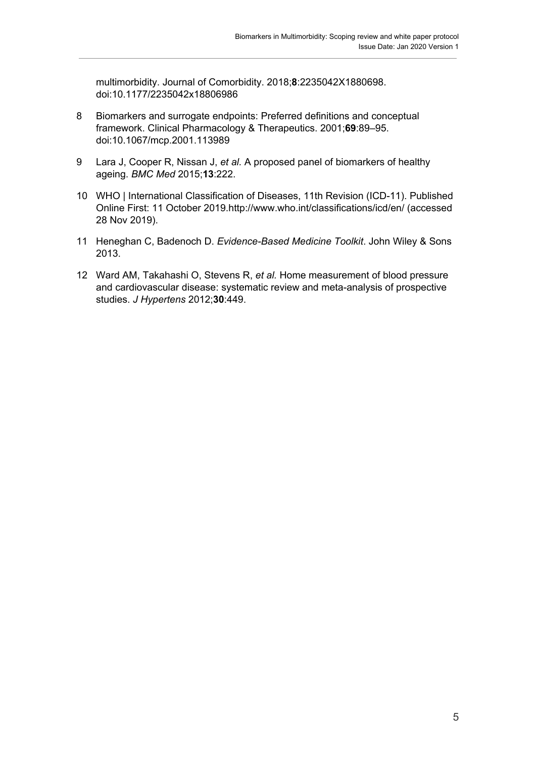multimorbidity. Journal of Comorbidity. 2018;**8**:2235042X1880698. doi:10.1177/2235042x18806986

8 Biomarkers and surrogate endpoints: Preferred definitions and conceptual framework. Clinical Pharmacology & Therapeutics. 2001;**69**:89–95. doi:10.1067/mcp.2001.113989

9 Lara J, Cooper R, Nissan J, *et al.* A proposed panel of biomarkers of healthy ageing. *BMC Med* 2015;**13**:222.

10 WHO | International Classification of Diseases, 11th Revision (ICD-11). Published Online First: 11 October 2019.http://www.who.int/classifications/icd/en/ (accessed 28 Nov 2019).

11 Heneghan C, Badenoch D. *Evidence-Based Medicine Toolkit*. John Wiley & Sons 2013.

12 Ward AM, Takahashi O, Stevens R, *et al.* Home measurement of blood pressure and cardiovascular disease: systematic review and meta-analysis of prospective studies. *J Hypertens* 2012;**30**:449.